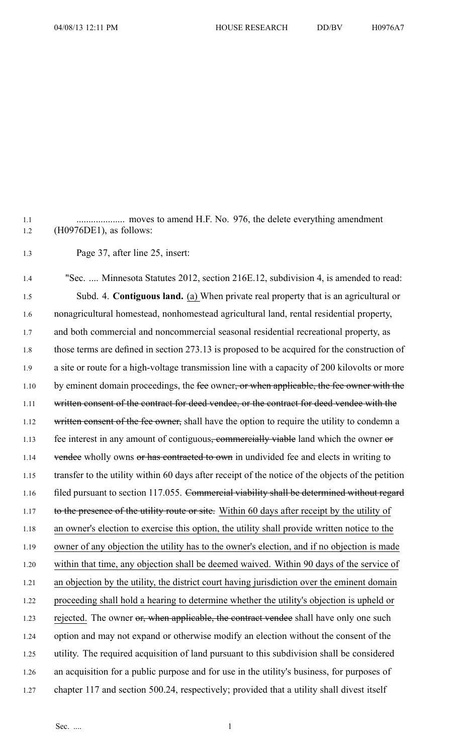.................... moves to amend H.F. No. 976, the delete everything amendment (H0976DE1), as follows:

Page 37, after line 25, insert:

"Sec. .... Minnesota Statutes 2012, section 216E.12, subdivision 4, is amended to read:

Subd. 4. **Contiguous land.** <u>(a)</u> When private real property that is an agricultural or nonagricultural homestead, nonhomestead agricultural land, rental residential property, and both commercial and noncommercial seasonal residential recreational property, as those terms are defined in section 273.13 is proposed to be acquired for the construction of a site or route for a high-voltage transmission line with a capacity of 200 kilovolts or more by eminent domain proceedings, the ~~fee~~ owner~~, or when applicable, the fee owner with the written consent of the contract for deed vendee, or the contract for deed vendee with the written consent of the fee owner,~~ shall have the option to require the utility to condemn a fee interest in any amount of contiguous~~, commercially viable~~ land which the owner ~~or vendee~~ wholly owns ~~or has contracted to own~~ in undivided fee and elects in writing to transfer to the utility within 60 days after receipt of the notice of the objects of the petition filed pursuant to section 117.055. ~~Commercial viability shall be determined without regard to the presence of the utility route or site.~~ <u>Within 60 days after receipt by the utility of an owner's election to exercise this option, the utility shall provide written notice to the owner of any objection the utility has to the owner's election, and if no objection is made within that time, any objection shall be deemed waived. Within 90 days of the service of an objection by the utility, the district court having jurisdiction over the eminent domain proceeding shall hold a hearing to determine whether the utility's objection is upheld or rejected.</u> The owner ~~or, when applicable, the contract vendee~~ shall have only one such option and may not expand or otherwise modify an election without the consent of the utility. The required acquisition of land pursuant to this subdivision shall be considered an acquisition for a public purpose and for use in the utility's business, for purposes of chapter 117 and section 500.24, respectively; provided that a utility shall divest itself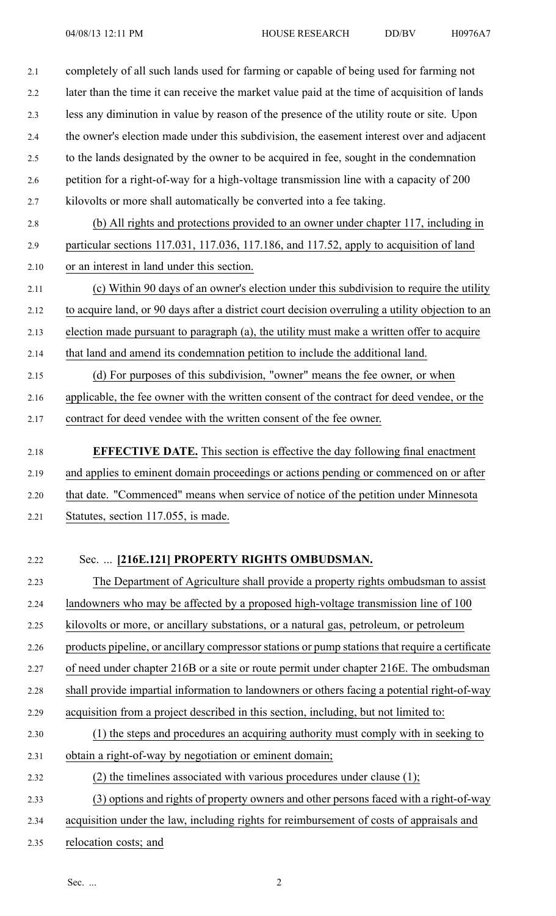completely of all such lands used for farming or capable of being used for farming not later than the time it can receive the market value paid at the time of acquisition of lands less any diminution in value by reason of the presence of the utility route or site. Upon the owner's election made under this subdivision, the easement interest over and adjacent to the lands designated by the owner to be acquired in fee, sought in the condemnation petition for a right-of-way for a high-voltage transmission line with a capacity of 200 kilovolts or more shall automatically be converted into a fee taking.

(b) All rights and protections provided to an owner under chapter 117, including in particular sections 117.031, 117.036, 117.186, and 117.52, apply to acquisition of land or an interest in land under this section.

(c) Within 90 days of an owner's election under this subdivision to require the utility to acquire land, or 90 days after a district court decision overruling a utility objection to an election made pursuant to paragraph (a), the utility must make a written offer to acquire that land and amend its condemnation petition to include the additional land.

(d) For purposes of this subdivision, "owner" means the fee owner, or when applicable, the fee owner with the written consent of the contract for deed vendee, or the contract for deed vendee with the written consent of the fee owner.

**EFFECTIVE DATE.** This section is effective the day following final enactment and applies to eminent domain proceedings or actions pending or commenced on or after that date. "Commenced" means when service of notice of the petition under Minnesota Statutes, section 117.055, is made.

Sec. ... **[216E.121] PROPERTY RIGHTS OMBUDSMAN.**

The Department of Agriculture shall provide a property rights ombudsman to assist landowners who may be affected by a proposed high-voltage transmission line of 100 kilovolts or more, or ancillary substations, or a natural gas, petroleum, or petroleum products pipeline, or ancillary compressor stations or pump stations that require a certificate of need under chapter 216B or a site or route permit under chapter 216E. The ombudsman shall provide impartial information to landowners or others facing a potential right-of-way acquisition from a project described in this section, including, but not limited to:

(1) the steps and procedures an acquiring authority must comply with in seeking to obtain a right-of-way by negotiation or eminent domain;

(2) the timelines associated with various procedures under clause (1);

(3) options and rights of property owners and other persons faced with a right-of-way acquisition under the law, including rights for reimbursement of costs of appraisals and relocation costs; and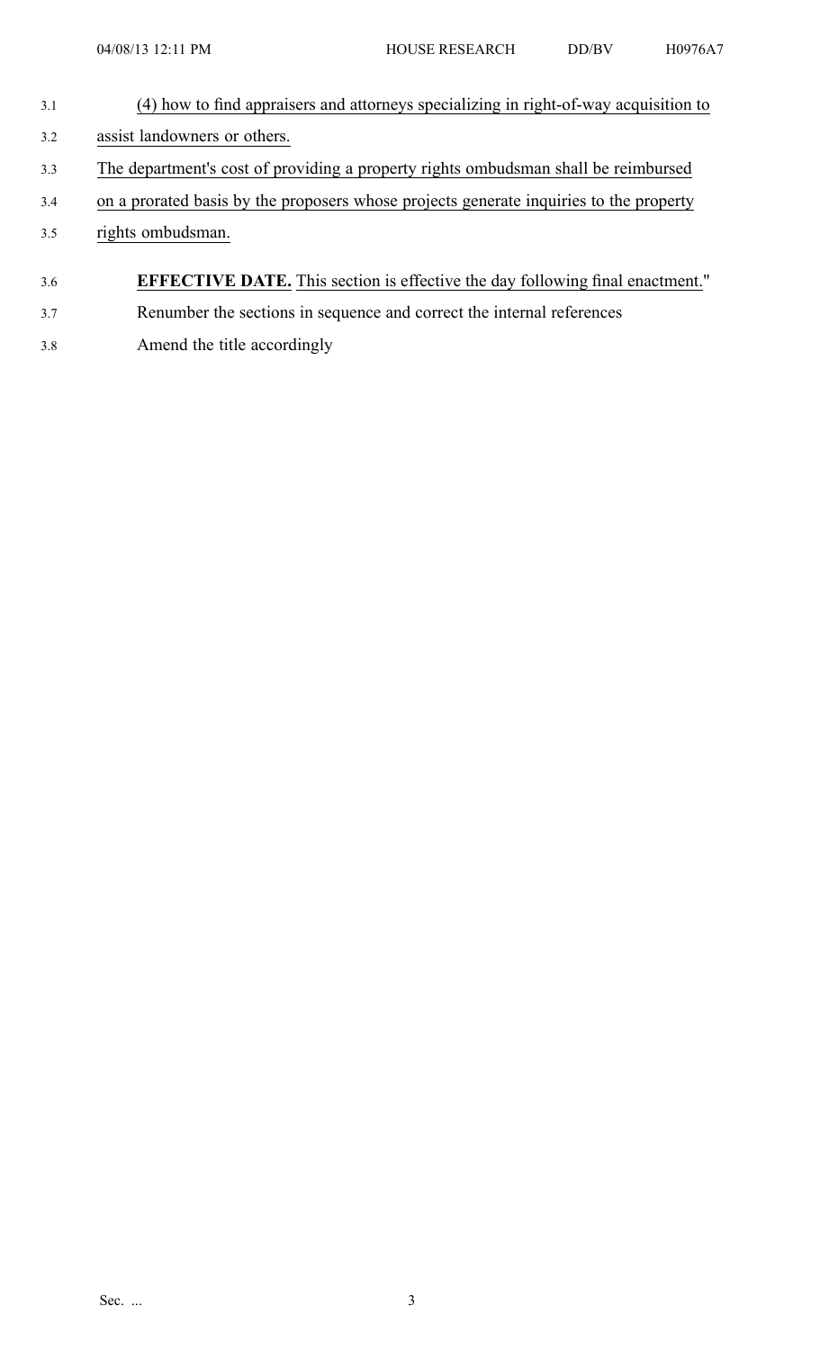(4) how to find appraisers and attorneys specializing in right-of-way acquisition to assist landowners or others.

The department's cost of providing a property rights ombudsman shall be reimbursed on a prorated basis by the proposers whose projects generate inquiries to the property rights ombudsman.

**EFFECTIVE DATE.** This section is effective the day following final enactment."

Renumber the sections in sequence and correct the internal references

Amend the title accordingly